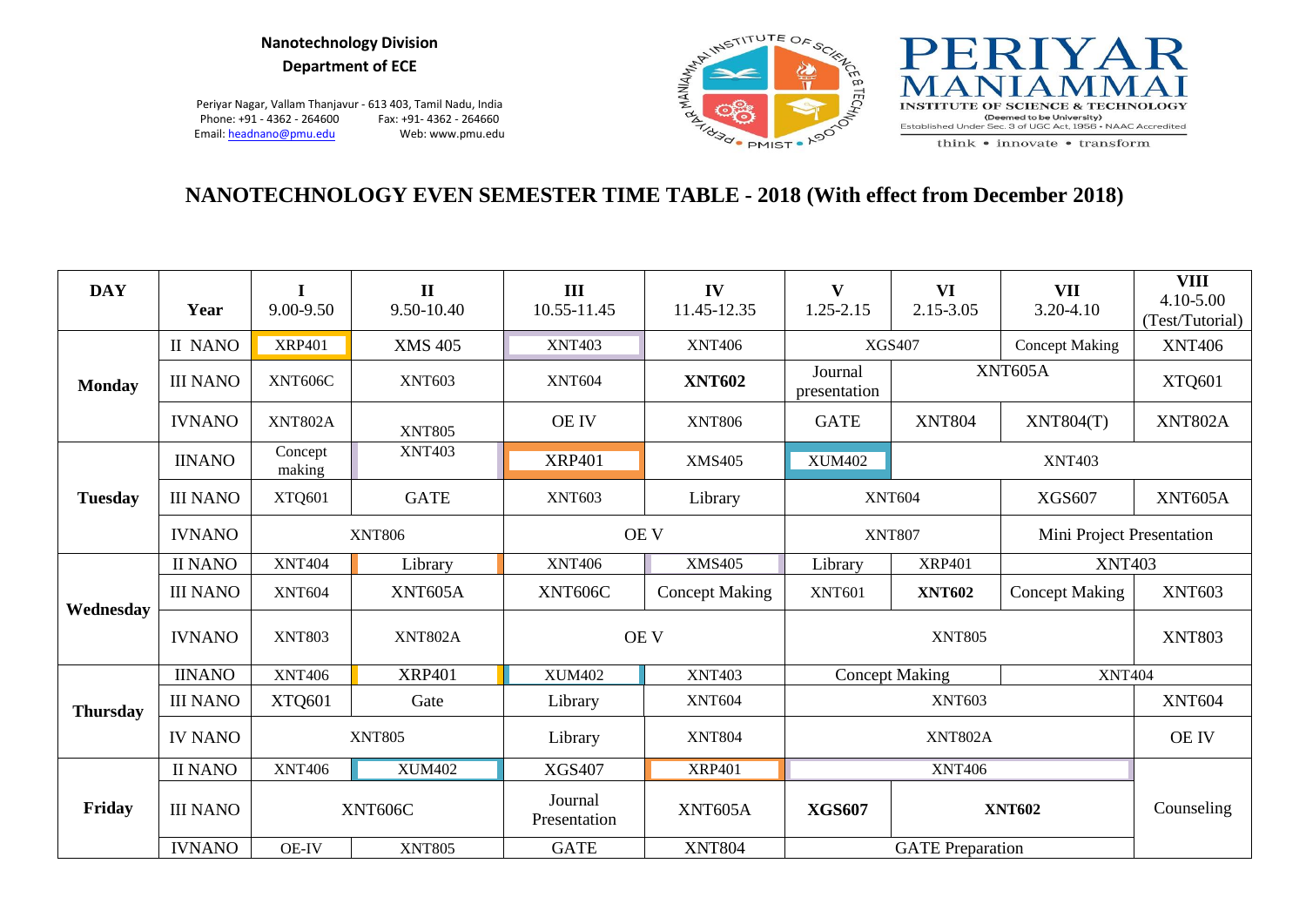**Nanotechnology Division**
**Department of ECE**

Periyar Nagar, Vallam Thanjavur - 613 403, Tamil Nadu, India
Phone: +91 - 4362 - 264600 Fax: +91- 4362 - 264660
Email: headnano@pmu.edu Web: www.pmu.edu

PERIYAR MANIAMMAI INSTITUTE OF SCIENCE & TECHNOLOGY
(Deemed to be University)
Established Under Sec. 3 of UGC Act, 1956 • NAAC Accredited
think • innovate • transform

# NANOTECHNOLOGY EVEN SEMESTER TIME TABLE - 2018 (With effect from December 2018)

| DAY | Year | I 9.00-9.50 | II 9.50-10.40 | III 10.55-11.45 | IV 11.45-12.35 | V 1.25-2.15 | VI 2.15-3.05 | VII 3.20-4.10 | VIII 4.10-5.00 (Test/Tutorial) |
|---|---|---|---|---|---|---|---|---|---|
| Monday | II NANO | XRP401 | XMS 405 | XNT403 | XNT406 | XGS407 | | Concept Making | XNT406 |
| | III NANO | XNT606C | XNT603 | XNT604 | **XNT602** | Journal presentation | XNT605A | | XTQ601 |
| | IVNANO | XNT802A | XNT805 | OE IV | XNT806 | GATE | XNT804 | XNT804(T) | XNT802A |
| Tuesday | IINANO | Concept making | XNT403 | XRP401 | XMS405 | XUM402 | XNT403 | | |
| | III NANO | XTQ601 | GATE | XNT603 | Library | XNT604 | | XGS607 | XNT605A |
| | IVNANO | XNT806 | | OE V | | XNT807 | | Mini Project Presentation | |
| Wednesday | II NANO | XNT404 | Library | XNT406 | XMS405 | Library | XRP401 | XNT403 | |
| | III NANO | XNT604 | XNT605A | XNT606C | Concept Making | XNT601 | **XNT602** | Concept Making | XNT603 |
| | IVNANO | XNT803 | XNT802A | OE V | | XNT805 | | | XNT803 |
| Thursday | IINANO | XNT406 | XRP401 | XUM402 | XNT403 | Concept Making | | XNT404 | |
| | III NANO | XTQ601 | Gate | Library | XNT604 | XNT603 | | | XNT604 |
| | IV NANO | XNT805 | | Library | XNT804 | XNT802A | | | OE IV |
| Friday | II NANO | XNT406 | XUM402 | XGS407 | XRP401 | XNT406 | | | Counseling |
| | III NANO | XNT606C | | Journal Presentation | XNT605A | **XGS607** | **XNT602** | | |
| | IVNANO | OE-IV | XNT805 | GATE | XNT804 | GATE Preparation | | | |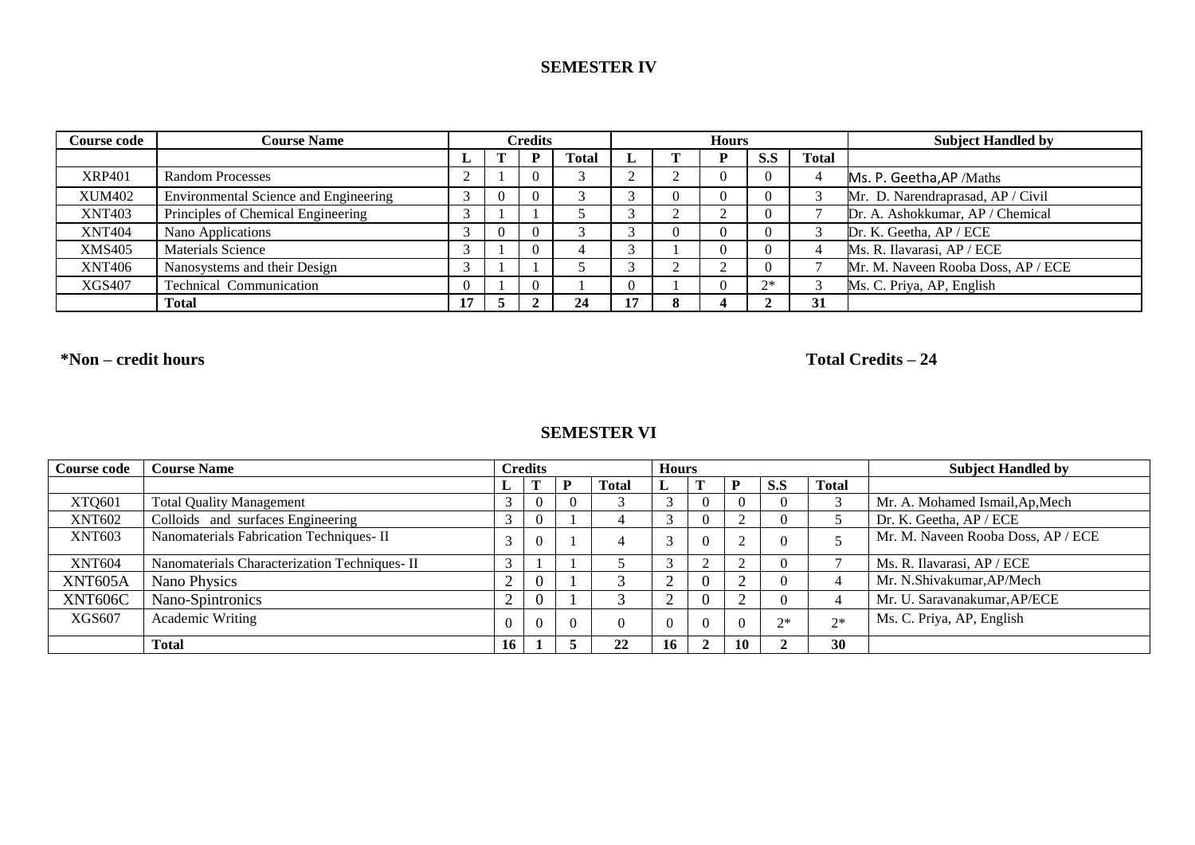## SEMESTER IV

| Course code | Course Name | Credits | | | | Hours | | | | | Subject Handled by |
|---|---|---|---|---|---|---|---|---|---|---|---|
| | | L | T | P | Total | L | T | P | S.S | Total | |
| XRP401 | Random Processes | 2 | 1 | 0 | 3 | 2 | 2 | 0 | 0 | 4 | Ms. P. Geetha,AP /Maths |
| XUM402 | Environmental Science and Engineering | 3 | 0 | 0 | 3 | 3 | 0 | 0 | 0 | 3 | Mr. D. Narendraprasad, AP / Civil |
| XNT403 | Principles of Chemical Engineering | 3 | 1 | 1 | 5 | 3 | 2 | 2 | 0 | 7 | Dr. A. Ashokkumar, AP / Chemical |
| XNT404 | Nano Applications | 3 | 0 | 0 | 3 | 3 | 0 | 0 | 0 | 3 | Dr. K. Geetha, AP / ECE |
| XMS405 | Materials Science | 3 | 1 | 0 | 4 | 3 | 1 | 0 | 0 | 4 | Ms. R. Ilavarasi, AP / ECE |
| XNT406 | Nanosystems and their Design | 3 | 1 | 1 | 5 | 3 | 2 | 2 | 0 | 7 | Mr. M. Naveen Rooba Doss, AP / ECE |
| XGS407 | Technical Communication | 0 | 1 | 0 | 1 | 0 | 1 | 0 | 2* | 3 | Ms. C. Priya, AP, English |
| | **Total** | **17** | **5** | **2** | **24** | **17** | **8** | **4** | **2** | **31** | |

**\*Non – credit hours** **Total Credits – 24**

## SEMESTER VI

| Course code | Course Name | Credits | | | | Hours | | | | | Subject Handled by |
|---|---|---|---|---|---|---|---|---|---|---|---|
| | | L | T | P | Total | L | T | P | S.S | Total | |
| XTQ601 | Total Quality Management | 3 | 0 | 0 | 3 | 3 | 0 | 0 | 0 | 3 | Mr. A. Mohamed Ismail,Ap,Mech |
| XNT602 | Colloids and surfaces Engineering | 3 | 0 | 1 | 4 | 3 | 0 | 2 | 0 | 5 | Dr. K. Geetha, AP / ECE |
| XNT603 | Nanomaterials Fabrication Techniques- II | 3 | 0 | 1 | 4 | 3 | 0 | 2 | 0 | 5 | Mr. M. Naveen Rooba Doss, AP / ECE |
| XNT604 | Nanomaterials Characterization Techniques- II | 3 | 1 | 1 | 5 | 3 | 2 | 2 | 0 | 7 | Ms. R. Ilavarasi, AP / ECE |
| XNT605A | Nano Physics | 2 | 0 | 1 | 3 | 2 | 0 | 2 | 0 | 4 | Mr. N.Shivakumar,AP/Mech |
| XNT606C | Nano-Spintronics | 2 | 0 | 1 | 3 | 2 | 0 | 2 | 0 | 4 | Mr. U. Saravanakumar,AP/ECE |
| XGS607 | Academic Writing | 0 | 0 | 0 | 0 | 0 | 0 | 0 | 2* | 2* | Ms. C. Priya, AP, English |
| | **Total** | **16** | **1** | **5** | **22** | **16** | **2** | **10** | **2** | **30** | |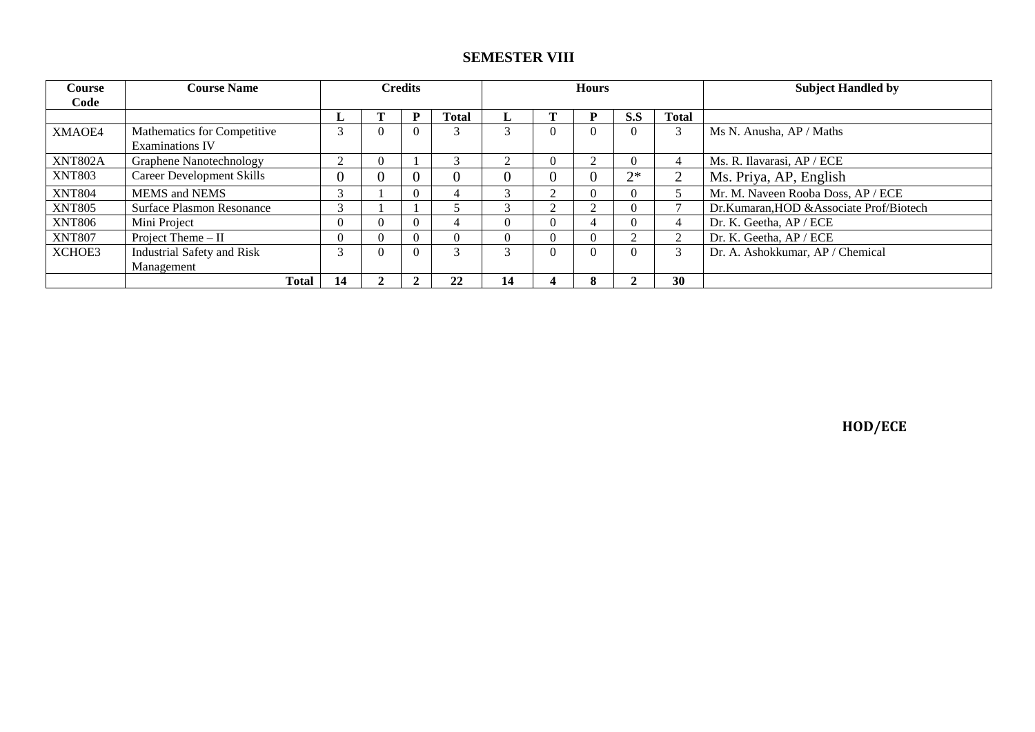## SEMESTER VIII

| Course Code | Course Name | Credits | | | | Hours | | | | | Subject Handled by |
|---|---|---|---|---|---|---|---|---|---|---|---|
| | | L | T | P | Total | L | T | P | S.S | Total | |
| XMAOE4 | Mathematics for Competitive Examinations IV | 3 | 0 | 0 | 3 | 3 | 0 | 0 | 0 | 3 | Ms N. Anusha, AP / Maths |
| XNT802A | Graphene Nanotechnology | 2 | 0 | 1 | 3 | 2 | 0 | 2 | 0 | 4 | Ms. R. Ilavarasi, AP / ECE |
| XNT803 | Career Development Skills | 0 | 0 | 0 | 0 | 0 | 0 | 0 | 2* | 2 | Ms. Priya, AP, English |
| XNT804 | MEMS and NEMS | 3 | 1 | 0 | 4 | 3 | 2 | 0 | 0 | 5 | Mr. M. Naveen Rooba Doss, AP / ECE |
| XNT805 | Surface Plasmon Resonance | 3 | 1 | 1 | 5 | 3 | 2 | 2 | 0 | 7 | Dr.Kumaran,HOD &Associate Prof/Biotech |
| XNT806 | Mini Project | 0 | 0 | 0 | 4 | 0 | 0 | 4 | 0 | 4 | Dr. K. Geetha, AP / ECE |
| XNT807 | Project Theme – II | 0 | 0 | 0 | 0 | 0 | 0 | 0 | 2 | 2 | Dr. K. Geetha, AP / ECE |
| XCHOE3 | Industrial Safety and Risk Management | 3 | 0 | 0 | 3 | 3 | 0 | 0 | 0 | 3 | Dr. A. Ashokkumar, AP / Chemical |
| | **Total** | **14** | **2** | **2** | **22** | **14** | **4** | **8** | **2** | **30** | |

**HOD/ECE**